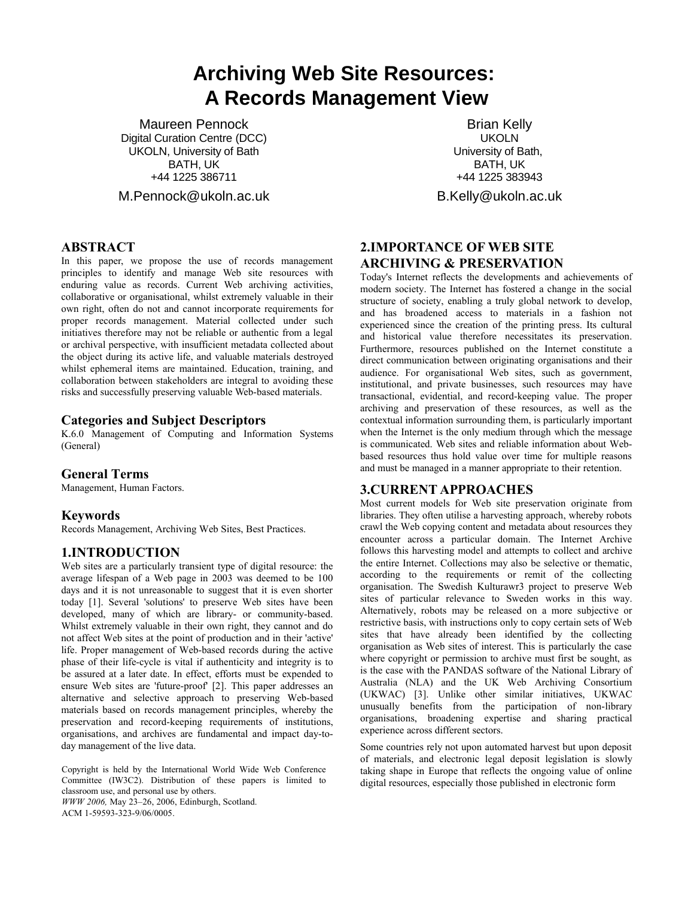# Archiving Web Site Resources: A Records Management View

Maureen Pennock
Digital Curation Centre (DCC)
UKOLN, University of Bath
BATH, UK
+44 1225 386711
M.Pennock@ukoln.ac.uk

Brian Kelly
UKOLN
University of Bath,
BATH, UK
+44 1225 383943
B.Kelly@ukoln.ac.uk

## ABSTRACT

In this paper, we propose the use of records management principles to identify and manage Web site resources with enduring value as records. Current Web archiving activities, collaborative or organisational, whilst extremely valuable in their own right, often do not and cannot incorporate requirements for proper records management. Material collected under such initiatives therefore may not be reliable or authentic from a legal or archival perspective, with insufficient metadata collected about the object during its active life, and valuable materials destroyed whilst ephemeral items are maintained. Education, training, and collaboration between stakeholders are integral to avoiding these risks and successfully preserving valuable Web-based materials.

## Categories and Subject Descriptors

K.6.0 Management of Computing and Information Systems (General)

## General Terms

Management, Human Factors.

## Keywords

Records Management, Archiving Web Sites, Best Practices.

## 1.INTRODUCTION

Web sites are a particularly transient type of digital resource: the average lifespan of a Web page in 2003 was deemed to be 100 days and it is not unreasonable to suggest that it is even shorter today [1]. Several 'solutions' to preserve Web sites have been developed, many of which are library- or community-based. Whilst extremely valuable in their own right, they cannot and do not affect Web sites at the point of production and in their 'active' life. Proper management of Web-based records during the active phase of their life-cycle is vital if authenticity and integrity is to be assured at a later date. In effect, efforts must be expended to ensure Web sites are 'future-proof' [2]. This paper addresses an alternative and selective approach to preserving Web-based materials based on records management principles, whereby the preservation and record-keeping requirements of institutions, organisations, and archives are fundamental and impact day-to-day management of the live data.

Copyright is held by the International World Wide Web Conference Committee (IW3C2). Distribution of these papers is limited to classroom use, and personal use by others.
*WWW 2006,* May 23–26, 2006, Edinburgh, Scotland.
ACM 1-59593-323-9/06/0005.

## 2.IMPORTANCE OF WEB SITE ARCHIVING & PRESERVATION

Today's Internet reflects the developments and achievements of modern society. The Internet has fostered a change in the social structure of society, enabling a truly global network to develop, and has broadened access to materials in a fashion not experienced since the creation of the printing press. Its cultural and historical value therefore necessitates its preservation. Furthermore, resources published on the Internet constitute a direct communication between originating organisations and their audience. For organisational Web sites, such as government, institutional, and private businesses, such resources may have transactional, evidential, and record-keeping value. The proper archiving and preservation of these resources, as well as the contextual information surrounding them, is particularly important when the Internet is the only medium through which the message is communicated. Web sites and reliable information about Web-based resources thus hold value over time for multiple reasons and must be managed in a manner appropriate to their retention.

## 3.CURRENT APPROACHES

Most current models for Web site preservation originate from libraries. They often utilise a harvesting approach, whereby robots crawl the Web copying content and metadata about resources they encounter across a particular domain. The Internet Archive follows this harvesting model and attempts to collect and archive the entire Internet. Collections may also be selective or thematic, according to the requirements or remit of the collecting organisation. The Swedish Kulturawr3 project to preserve Web sites of particular relevance to Sweden works in this way. Alternatively, robots may be released on a more subjective or restrictive basis, with instructions only to copy certain sets of Web sites that have already been identified by the collecting organisation as Web sites of interest. This is particularly the case where copyright or permission to archive must first be sought, as is the case with the PANDAS software of the National Library of Australia (NLA) and the UK Web Archiving Consortium (UKWAC) [3]. Unlike other similar initiatives, UKWAC unusually benefits from the participation of non-library organisations, broadening expertise and sharing practical experience across different sectors.

Some countries rely not upon automated harvest but upon deposit of materials, and electronic legal deposit legislation is slowly taking shape in Europe that reflects the ongoing value of online digital resources, especially those published in electronic form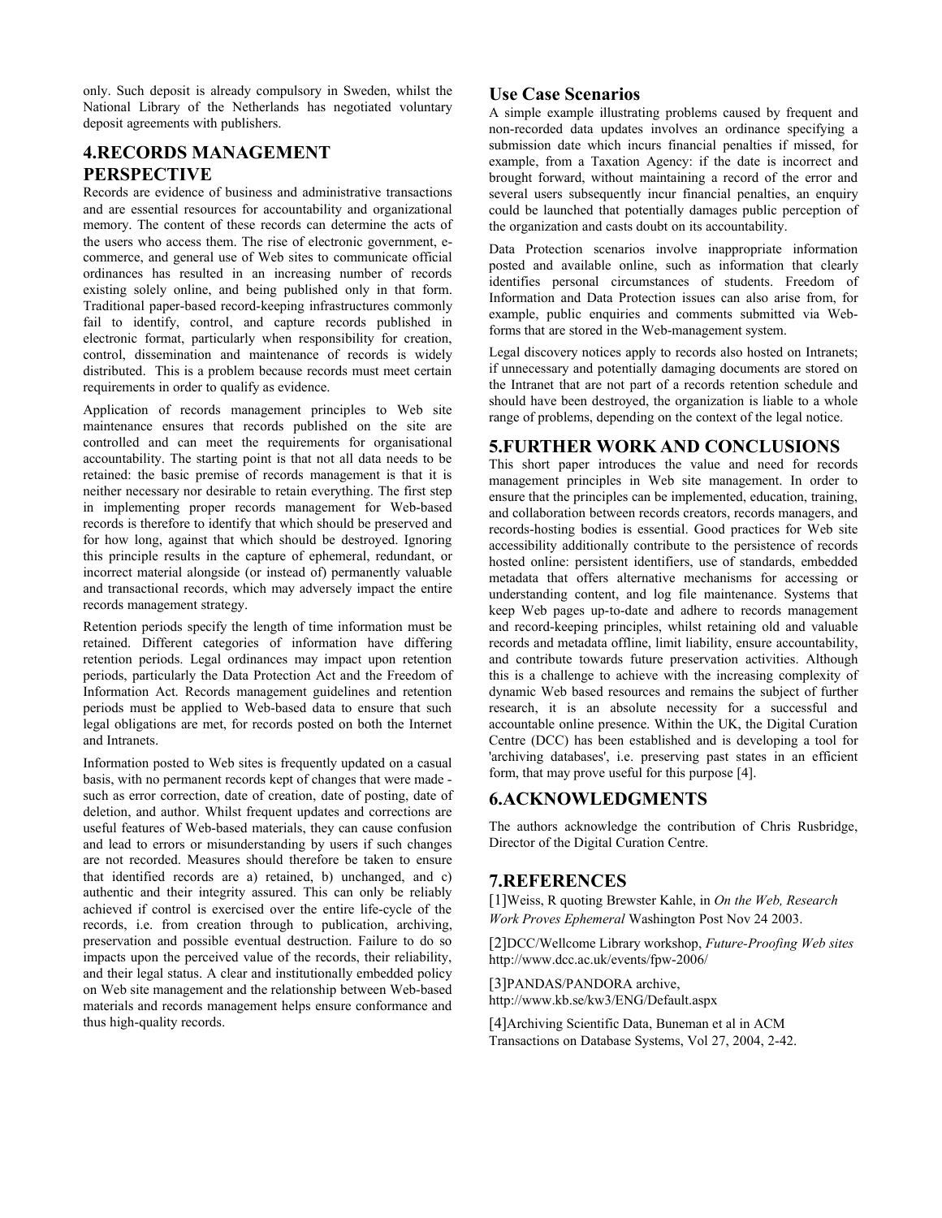only. Such deposit is already compulsory in Sweden, whilst the National Library of the Netherlands has negotiated voluntary deposit agreements with publishers.

## 4.RECORDS MANAGEMENT PERSPECTIVE

Records are evidence of business and administrative transactions and are essential resources for accountability and organizational memory. The content of these records can determine the acts of the users who access them. The rise of electronic government, e-commerce, and general use of Web sites to communicate official ordinances has resulted in an increasing number of records existing solely online, and being published only in that form. Traditional paper-based record-keeping infrastructures commonly fail to identify, control, and capture records published in electronic format, particularly when responsibility for creation, control, dissemination and maintenance of records is widely distributed. This is a problem because records must meet certain requirements in order to qualify as evidence.

Application of records management principles to Web site maintenance ensures that records published on the site are controlled and can meet the requirements for organisational accountability. The starting point is that not all data needs to be retained: the basic premise of records management is that it is neither necessary nor desirable to retain everything. The first step in implementing proper records management for Web-based records is therefore to identify that which should be preserved and for how long, against that which should be destroyed. Ignoring this principle results in the capture of ephemeral, redundant, or incorrect material alongside (or instead of) permanently valuable and transactional records, which may adversely impact the entire records management strategy.

Retention periods specify the length of time information must be retained. Different categories of information have differing retention periods. Legal ordinances may impact upon retention periods, particularly the Data Protection Act and the Freedom of Information Act. Records management guidelines and retention periods must be applied to Web-based data to ensure that such legal obligations are met, for records posted on both the Internet and Intranets.

Information posted to Web sites is frequently updated on a casual basis, with no permanent records kept of changes that were made - such as error correction, date of creation, date of posting, date of deletion, and author. Whilst frequent updates and corrections are useful features of Web-based materials, they can cause confusion and lead to errors or misunderstanding by users if such changes are not recorded. Measures should therefore be taken to ensure that identified records are a) retained, b) unchanged, and c) authentic and their integrity assured. This can only be reliably achieved if control is exercised over the entire life-cycle of the records, i.e. from creation through to publication, archiving, preservation and possible eventual destruction. Failure to do so impacts upon the perceived value of the records, their reliability, and their legal status. A clear and institutionally embedded policy on Web site management and the relationship between Web-based materials and records management helps ensure conformance and thus high-quality records.

### Use Case Scenarios

A simple example illustrating problems caused by frequent and non-recorded data updates involves an ordinance specifying a submission date which incurs financial penalties if missed, for example, from a Taxation Agency: if the date is incorrect and brought forward, without maintaining a record of the error and several users subsequently incur financial penalties, an enquiry could be launched that potentially damages public perception of the organization and casts doubt on its accountability.

Data Protection scenarios involve inappropriate information posted and available online, such as information that clearly identifies personal circumstances of students. Freedom of Information and Data Protection issues can also arise from, for example, public enquiries and comments submitted via Web-forms that are stored in the Web-management system.

Legal discovery notices apply to records also hosted on Intranets; if unnecessary and potentially damaging documents are stored on the Intranet that are not part of a records retention schedule and should have been destroyed, the organization is liable to a whole range of problems, depending on the context of the legal notice.

## 5.FURTHER WORK AND CONCLUSIONS

This short paper introduces the value and need for records management principles in Web site management. In order to ensure that the principles can be implemented, education, training, and collaboration between records creators, records managers, and records-hosting bodies is essential. Good practices for Web site accessibility additionally contribute to the persistence of records hosted online: persistent identifiers, use of standards, embedded metadata that offers alternative mechanisms for accessing or understanding content, and log file maintenance. Systems that keep Web pages up-to-date and adhere to records management and record-keeping principles, whilst retaining old and valuable records and metadata offline, limit liability, ensure accountability, and contribute towards future preservation activities. Although this is a challenge to achieve with the increasing complexity of dynamic Web based resources and remains the subject of further research, it is an absolute necessity for a successful and accountable online presence. Within the UK, the Digital Curation Centre (DCC) has been established and is developing a tool for 'archiving databases', i.e. preserving past states in an efficient form, that may prove useful for this purpose [4].

## 6.ACKNOWLEDGMENTS

The authors acknowledge the contribution of Chris Rusbridge, Director of the Digital Curation Centre.

## 7.REFERENCES

[1] Weiss, R quoting Brewster Kahle, in *On the Web, Research Work Proves Ephemeral* Washington Post Nov 24 2003.

[2] DCC/Wellcome Library workshop, *Future-Proofing Web sites* http://www.dcc.ac.uk/events/fpw-2006/

[3] PANDAS/PANDORA archive, http://www.kb.se/kw3/ENG/Default.aspx

[4] Archiving Scientific Data, Buneman et al in ACM Transactions on Database Systems, Vol 27, 2004, 2-42.